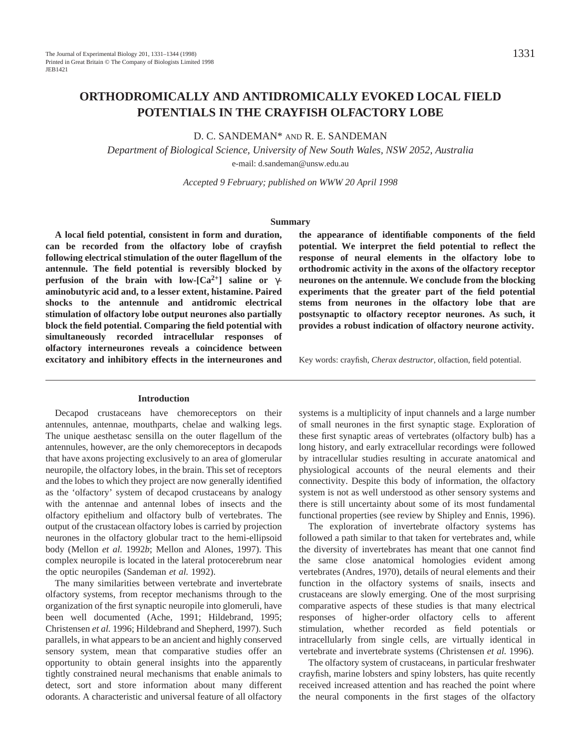# ORTHODROMICALLY AND ANTIDROMICALLY EVOKED LOCAL FIELD POTENTIALS IN THE CRAYFISH OLFACTORY LOBE

D. C. SANDEMAN* AND R. E. SANDEMAN

*Department of Biological Science, University of New South Wales, NSW 2052, Australia*

e-mail: d.sandeman@unsw.edu.au

*Accepted 9 February; published on WWW 20 April 1998*

## Summary

**A local field potential, consistent in form and duration, can be recorded from the olfactory lobe of crayfish following electrical stimulation of the outer flagellum of the antennule. The field potential is reversibly blocked by perfusion of the brain with low-[$Ca^{2+}$] saline or γ-aminobutyric acid and, to a lesser extent, histamine. Paired shocks to the antennule and antidromic electrical stimulation of olfactory lobe output neurones also partially block the field potential. Comparing the field potential with simultaneously recorded intracellular responses of olfactory interneurones reveals a coincidence between excitatory and inhibitory effects in the interneurones and the appearance of identifiable components of the field potential. We interpret the field potential to reflect the response of neural elements in the olfactory lobe to orthodromic activity in the axons of the olfactory receptor neurones on the antennule. We conclude from the blocking experiments that the greater part of the field potential stems from neurones in the olfactory lobe that are postsynaptic to olfactory receptor neurones. As such, it provides a robust indication of olfactory neurone activity.**

Key words: crayfish, *Cherax destructor*, olfaction, field potential.

## Introduction

Decapod crustaceans have chemoreceptors on their antennules, antennae, mouthparts, chelae and walking legs. The unique aesthetasc sensilla on the outer flagellum of the antennules, however, are the only chemoreceptors in decapods that have axons projecting exclusively to an area of glomerular neuropile, the olfactory lobes, in the brain. This set of receptors and the lobes to which they project are now generally identified as the 'olfactory' system of decapod crustaceans by analogy with the antennae and antennal lobes of insects and the olfactory epithelium and olfactory bulb of vertebrates. The output of the crustacean olfactory lobes is carried by projection neurones in the olfactory globular tract to the hemi-ellipsoid body (Mellon *et al.* 1992*b*; Mellon and Alones, 1997). This complex neuropile is located in the lateral protocerebrum near the optic neuropiles (Sandeman *et al.* 1992).

The many similarities between vertebrate and invertebrate olfactory systems, from receptor mechanisms through to the organization of the first synaptic neuropile into glomeruli, have been well documented (Ache, 1991; Hildebrand, 1995; Christensen *et al.* 1996; Hildebrand and Shepherd, 1997). Such parallels, in what appears to be an ancient and highly conserved sensory system, mean that comparative studies offer an opportunity to obtain general insights into the apparently tightly constrained neural mechanisms that enable animals to detect, sort and store information about many different odorants. A characteristic and universal feature of all olfactory systems is a multiplicity of input channels and a large number of small neurones in the first synaptic stage. Exploration of these first synaptic areas of vertebrates (olfactory bulb) has a long history, and early extracellular recordings were followed by intracellular studies resulting in accurate anatomical and physiological accounts of the neural elements and their connectivity. Despite this body of information, the olfactory system is not as well understood as other sensory systems and there is still uncertainty about some of its most fundamental functional properties (see review by Shipley and Ennis, 1996).

The exploration of invertebrate olfactory systems has followed a path similar to that taken for vertebrates and, while the diversity of invertebrates has meant that one cannot find the same close anatomical homologies evident among vertebrates (Andres, 1970), details of neural elements and their function in the olfactory systems of snails, insects and crustaceans are slowly emerging. One of the most surprising comparative aspects of these studies is that many electrical responses of higher-order olfactory cells to afferent stimulation, whether recorded as field potentials or intracellularly from single cells, are virtually identical in vertebrate and invertebrate systems (Christensen *et al.* 1996).

The olfactory system of crustaceans, in particular freshwater crayfish, marine lobsters and spiny lobsters, has quite recently received increased attention and has reached the point where the neural components in the first stages of the olfactory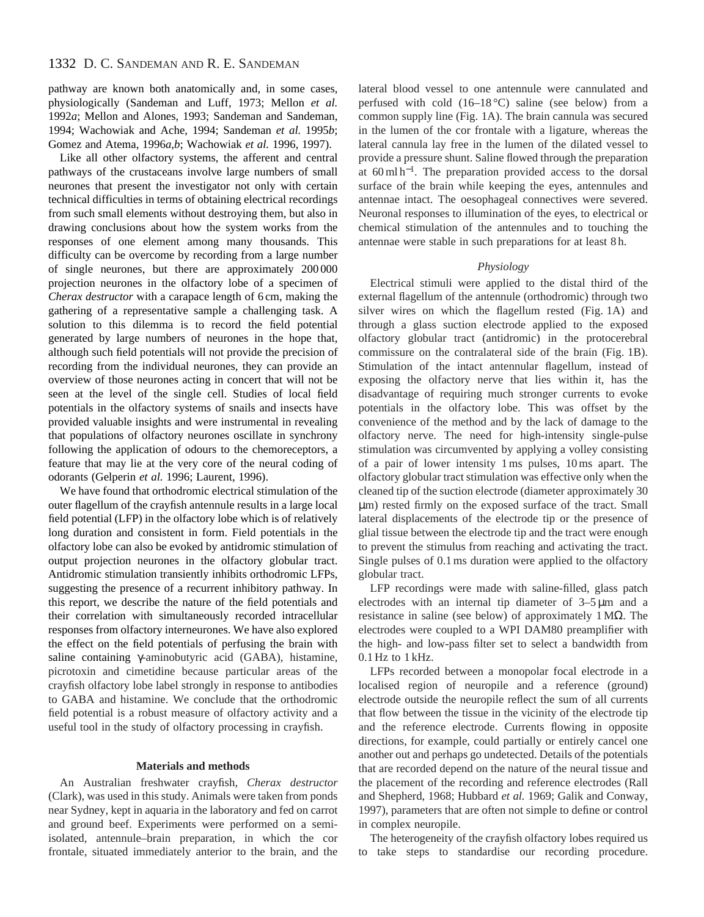pathway are known both anatomically and, in some cases, physiologically (Sandeman and Luff, 1973; Mellon *et al.* 1992*a*; Mellon and Alones, 1993; Sandeman and Sandeman, 1994; Wachowiak and Ache, 1994; Sandeman *et al.* 1995*b*; Gomez and Atema, 1996*a*,*b*; Wachowiak *et al.* 1996, 1997).

Like all other olfactory systems, the afferent and central pathways of the crustaceans involve large numbers of small neurones that present the investigator not only with certain technical difficulties in terms of obtaining electrical recordings from such small elements without destroying them, but also in drawing conclusions about how the system works from the responses of one element among many thousands. This difficulty can be overcome by recording from a large number of single neurones, but there are approximately 200 000 projection neurones in the olfactory lobe of a specimen of *Cherax destructor* with a carapace length of 6 cm, making the gathering of a representative sample a challenging task. A solution to this dilemma is to record the field potential generated by large numbers of neurones in the hope that, although such field potentials will not provide the precision of recording from the individual neurones, they can provide an overview of those neurones acting in concert that will not be seen at the level of the single cell. Studies of local field potentials in the olfactory systems of snails and insects have provided valuable insights and were instrumental in revealing that populations of olfactory neurones oscillate in synchrony following the application of odours to the chemoreceptors, a feature that may lie at the very core of the neural coding of odorants (Gelperin *et al.* 1996; Laurent, 1996).

We have found that orthodromic electrical stimulation of the outer flagellum of the crayfish antennule results in a large local field potential (LFP) in the olfactory lobe which is of relatively long duration and consistent in form. Field potentials in the olfactory lobe can also be evoked by antidromic stimulation of output projection neurones in the olfactory globular tract. Antidromic stimulation transiently inhibits orthodromic LFPs, suggesting the presence of a recurrent inhibitory pathway. In this report, we describe the nature of the field potentials and their correlation with simultaneously recorded intracellular responses from olfactory interneurones. We have also explored the effect on the field potentials of perfusing the brain with saline containing γ-aminobutyric acid (GABA), histamine, picrotoxin and cimetidine because particular areas of the crayfish olfactory lobe label strongly in response to antibodies to GABA and histamine. We conclude that the orthodromic field potential is a robust measure of olfactory activity and a useful tool in the study of olfactory processing in crayfish.

## Materials and methods

An Australian freshwater crayfish, *Cherax destructor* (Clark), was used in this study. Animals were taken from ponds near Sydney, kept in aquaria in the laboratory and fed on carrot and ground beef. Experiments were performed on a semi-isolated, antennule–brain preparation, in which the cor frontale, situated immediately anterior to the brain, and the lateral blood vessel to one antennule were cannulated and perfused with cold (16–18 °C) saline (see below) from a common supply line (Fig. 1A). The brain cannula was secured in the lumen of the cor frontale with a ligature, whereas the lateral cannula lay free in the lumen of the dilated vessel to provide a pressure shunt. Saline flowed through the preparation at 60 ml h$^{-1}$. The preparation provided access to the dorsal surface of the brain while keeping the eyes, antennules and antennae intact. The oesophageal connectives were severed. Neuronal responses to illumination of the eyes, to electrical or chemical stimulation of the antennules and to touching the antennae were stable in such preparations for at least 8 h.

### *Physiology*

Electrical stimuli were applied to the distal third of the external flagellum of the antennule (orthodromic) through two silver wires on which the flagellum rested (Fig. 1A) and through a glass suction electrode applied to the exposed olfactory globular tract (antidromic) in the protocerebral commissure on the contralateral side of the brain (Fig. 1B). Stimulation of the intact antennular flagellum, instead of exposing the olfactory nerve that lies within it, has the disadvantage of requiring much stronger currents to evoke potentials in the olfactory lobe. This was offset by the convenience of the method and by the lack of damage to the olfactory nerve. The need for high-intensity single-pulse stimulation was circumvented by applying a volley consisting of a pair of lower intensity 1 ms pulses, 10 ms apart. The olfactory globular tract stimulation was effective only when the cleaned tip of the suction electrode (diameter approximately 30 μm) rested firmly on the exposed surface of the tract. Small lateral displacements of the electrode tip or the presence of glial tissue between the electrode tip and the tract were enough to prevent the stimulus from reaching and activating the tract. Single pulses of 0.1 ms duration were applied to the olfactory globular tract.

LFP recordings were made with saline-filled, glass patch electrodes with an internal tip diameter of 3–5 μm and a resistance in saline (see below) of approximately 1 MΩ. The electrodes were coupled to a WPI DAM80 preamplifier with the high- and low-pass filter set to select a bandwidth from 0.1 Hz to 1 kHz.

LFPs recorded between a monopolar focal electrode in a localised region of neuropile and a reference (ground) electrode outside the neuropile reflect the sum of all currents that flow between the tissue in the vicinity of the electrode tip and the reference electrode. Currents flowing in opposite directions, for example, could partially or entirely cancel one another out and perhaps go undetected. Details of the potentials that are recorded depend on the nature of the neural tissue and the placement of the recording and reference electrodes (Rall and Shepherd, 1968; Hubbard *et al.* 1969; Galik and Conway, 1997), parameters that are often not simple to define or control in complex neuropile.

The heterogeneity of the crayfish olfactory lobes required us to take steps to standardise our recording procedure.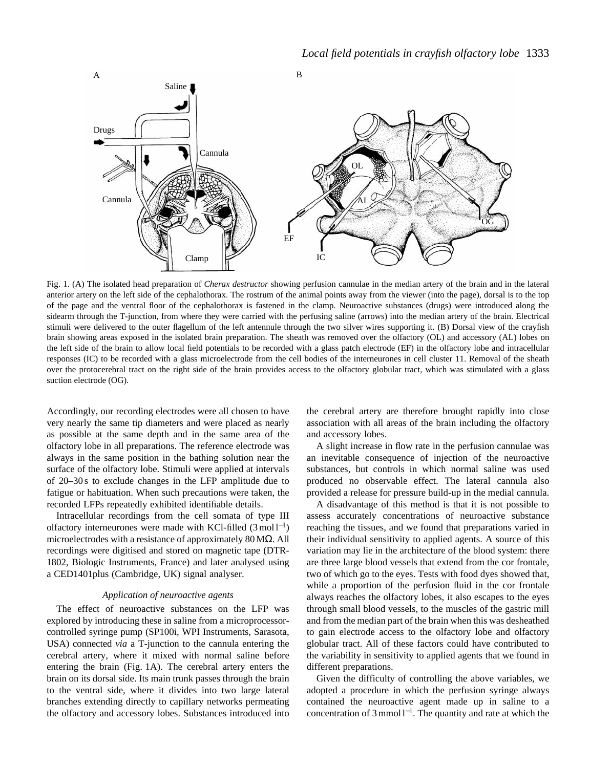Fig. 1. (A) The isolated head preparation of *Cherax destructor* showing perfusion cannulae in the median artery of the brain and in the lateral anterior artery on the left side of the cephalothorax. The rostrum of the animal points away from the viewer (into the page), dorsal is to the top of the page and the ventral floor of the cephalothorax is fastened in the clamp. Neuroactive substances (drugs) were introduced along the sidearm through the T-junction, from where they were carried with the perfusing saline (arrows) into the median artery of the brain. Electrical stimuli were delivered to the outer flagellum of the left antennule through the two silver wires supporting it. (B) Dorsal view of the crayfish brain showing areas exposed in the isolated brain preparation. The sheath was removed over the olfactory (OL) and accessory (AL) lobes on the left side of the brain to allow local field potentials to be recorded with a glass patch electrode (EF) in the olfactory lobe and intracellular responses (IC) to be recorded with a glass microelectrode from the cell bodies of the interneurones in cell cluster 11. Removal of the sheath over the protocerebral tract on the right side of the brain provides access to the olfactory globular tract, which was stimulated with a glass suction electrode (OG).

Accordingly, our recording electrodes were all chosen to have very nearly the same tip diameters and were placed as nearly as possible at the same depth and in the same area of the olfactory lobe in all preparations. The reference electrode was always in the same position in the bathing solution near the surface of the olfactory lobe. Stimuli were applied at intervals of 20–30 s to exclude changes in the LFP amplitude due to fatigue or habituation. When such precautions were taken, the recorded LFPs repeatedly exhibited identifiable details.

Intracellular recordings from the cell somata of type III olfactory interneurones were made with KCl-filled ($3\,\mathrm{mol\,l^{-1}}$) microelectrodes with a resistance of approximately $80\,\mathrm{M\Omega}$. All recordings were digitised and stored on magnetic tape (DTR-1802, Biologic Instruments, France) and later analysed using a CED1401plus (Cambridge, UK) signal analyser.

### *Application of neuroactive agents*

The effect of neuroactive substances on the LFP was explored by introducing these in saline from a microprocessor-controlled syringe pump (SP100i, WPI Instruments, Sarasota, USA) connected *via* a T-junction to the cannula entering the cerebral artery, where it mixed with normal saline before entering the brain (Fig. 1A). The cerebral artery enters the brain on its dorsal side. Its main trunk passes through the brain to the ventral side, where it divides into two large lateral branches extending directly to capillary networks permeating the olfactory and accessory lobes. Substances introduced into the cerebral artery are therefore brought rapidly into close association with all areas of the brain including the olfactory and accessory lobes.

A slight increase in flow rate in the perfusion cannulae was an inevitable consequence of injection of the neuroactive substances, but controls in which normal saline was used produced no observable effect. The lateral cannula also provided a release for pressure build-up in the medial cannula.

A disadvantage of this method is that it is not possible to assess accurately concentrations of neuroactive substance reaching the tissues, and we found that preparations varied in their individual sensitivity to applied agents. A source of this variation may lie in the architecture of the blood system: there are three large blood vessels that extend from the cor frontale, two of which go to the eyes. Tests with food dyes showed that, while a proportion of the perfusion fluid in the cor frontale always reaches the olfactory lobes, it also escapes to the eyes through small blood vessels, to the muscles of the gastric mill and from the median part of the brain when this was desheathed to gain electrode access to the olfactory lobe and olfactory globular tract. All of these factors could have contributed to the variability in sensitivity to applied agents that we found in different preparations.

Given the difficulty of controlling the above variables, we adopted a procedure in which the perfusion syringe always contained the neuroactive agent made up in saline to a concentration of $3\,\mathrm{mmol\,l^{-1}}$. The quantity and rate at which the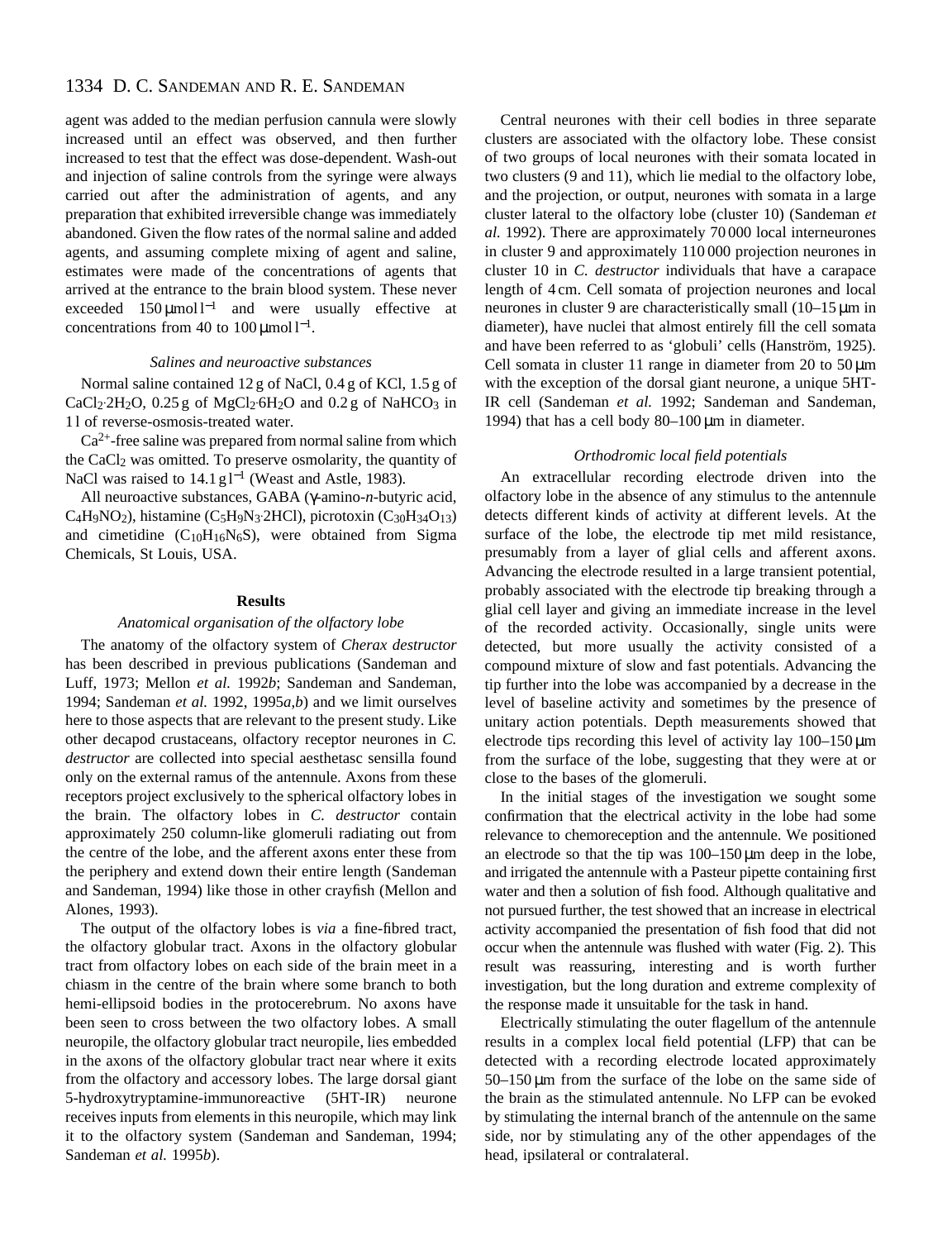agent was added to the median perfusion cannula were slowly increased until an effect was observed, and then further increased to test that the effect was dose-dependent. Wash-out and injection of saline controls from the syringe were always carried out after the administration of agents, and any preparation that exhibited irreversible change was immediately abandoned. Given the flow rates of the normal saline and added agents, and assuming complete mixing of agent and saline, estimates were made of the concentrations of agents that arrived at the entrance to the brain blood system. These never exceeded 150 μmol l$^{-1}$ and were usually effective at concentrations from 40 to 100 μmol l$^{-1}$.

### *Salines and neuroactive substances*

Normal saline contained 12 g of NaCl, 0.4 g of KCl, 1.5 g of $CaCl_2 \cdot 2H_2O$, 0.25 g of $MgCl_2 \cdot 6H_2O$ and 0.2 g of $NaHCO_3$ in 1 l of reverse-osmosis-treated water.

$Ca^{2+}$-free saline was prepared from normal saline from which the $CaCl_2$ was omitted. To preserve osmolarity, the quantity of NaCl was raised to 14.1 g l$^{-1}$ (Weast and Astle, 1983).

All neuroactive substances, GABA (γ-amino-*n*-butyric acid, $C_4H_9NO_2$), histamine ($C_5H_9N_3 \cdot 2HCl$), picrotoxin ($C_{30}H_{34}O_{13}$) and cimetidine ($C_{10}H_{16}N_6S$), were obtained from Sigma Chemicals, St Louis, USA.

## Results

### *Anatomical organisation of the olfactory lobe*

The anatomy of the olfactory system of *Cherax destructor* has been described in previous publications (Sandeman and Luff, 1973; Mellon *et al.* 1992*b*; Sandeman and Sandeman, 1994; Sandeman *et al.* 1992, 1995*a*,*b*) and we limit ourselves here to those aspects that are relevant to the present study. Like other decapod crustaceans, olfactory receptor neurones in *C. destructor* are collected into special aesthetasc sensilla found only on the external ramus of the antennule. Axons from these receptors project exclusively to the spherical olfactory lobes in the brain. The olfactory lobes in *C. destructor* contain approximately 250 column-like glomeruli radiating out from the centre of the lobe, and the afferent axons enter these from the periphery and extend down their entire length (Sandeman and Sandeman, 1994) like those in other crayfish (Mellon and Alones, 1993).

The output of the olfactory lobes is *via* a fine-fibred tract, the olfactory globular tract. Axons in the olfactory globular tract from olfactory lobes on each side of the brain meet in a chiasm in the centre of the brain where some branch to both hemi-ellipsoid bodies in the protocerebrum. No axons have been seen to cross between the two olfactory lobes. A small neuropile, the olfactory globular tract neuropile, lies embedded in the axons of the olfactory globular tract near where it exits from the olfactory and accessory lobes. The large dorsal giant 5-hydroxytryptamine-immunoreactive (5HT-IR) neurone receives inputs from elements in this neuropile, which may link it to the olfactory system (Sandeman and Sandeman, 1994; Sandeman *et al.* 1995*b*).

Central neurones with their cell bodies in three separate clusters are associated with the olfactory lobe. These consist of two groups of local neurones with their somata located in two clusters (9 and 11), which lie medial to the olfactory lobe, and the projection, or output, neurones with somata in a large cluster lateral to the olfactory lobe (cluster 10) (Sandeman *et al.* 1992). There are approximately 70 000 local interneurones in cluster 9 and approximately 110 000 projection neurones in cluster 10 in *C. destructor* individuals that have a carapace length of 4 cm. Cell somata of projection neurones and local neurones in cluster 9 are characteristically small (10–15 μm in diameter), have nuclei that almost entirely fill the cell somata and have been referred to as 'globuli' cells (Hanström, 1925). Cell somata in cluster 11 range in diameter from 20 to 50 μm with the exception of the dorsal giant neurone, a unique 5HT-IR cell (Sandeman *et al.* 1992; Sandeman and Sandeman, 1994) that has a cell body 80–100 μm in diameter.

### *Orthodromic local field potentials*

An extracellular recording electrode driven into the olfactory lobe in the absence of any stimulus to the antennule detects different kinds of activity at different levels. At the surface of the lobe, the electrode tip met mild resistance, presumably from a layer of glial cells and afferent axons. Advancing the electrode resulted in a large transient potential, probably associated with the electrode tip breaking through a glial cell layer and giving an immediate increase in the level of the recorded activity. Occasionally, single units were detected, but more usually the activity consisted of a compound mixture of slow and fast potentials. Advancing the tip further into the lobe was accompanied by a decrease in the level of baseline activity and sometimes by the presence of unitary action potentials. Depth measurements showed that electrode tips recording this level of activity lay 100–150 μm from the surface of the lobe, suggesting that they were at or close to the bases of the glomeruli.

In the initial stages of the investigation we sought some confirmation that the electrical activity in the lobe had some relevance to chemoreception and the antennule. We positioned an electrode so that the tip was 100–150 μm deep in the lobe, and irrigated the antennule with a Pasteur pipette containing first water and then a solution of fish food. Although qualitative and not pursued further, the test showed that an increase in electrical activity accompanied the presentation of fish food that did not occur when the antennule was flushed with water (Fig. 2). This result was reassuring, interesting and is worth further investigation, but the long duration and extreme complexity of the response made it unsuitable for the task in hand.

Electrically stimulating the outer flagellum of the antennule results in a complex local field potential (LFP) that can be detected with a recording electrode located approximately 50–150 μm from the surface of the lobe on the same side of the brain as the stimulated antennule. No LFP can be evoked by stimulating the internal branch of the antennule on the same side, nor by stimulating any of the other appendages of the head, ipsilateral or contralateral.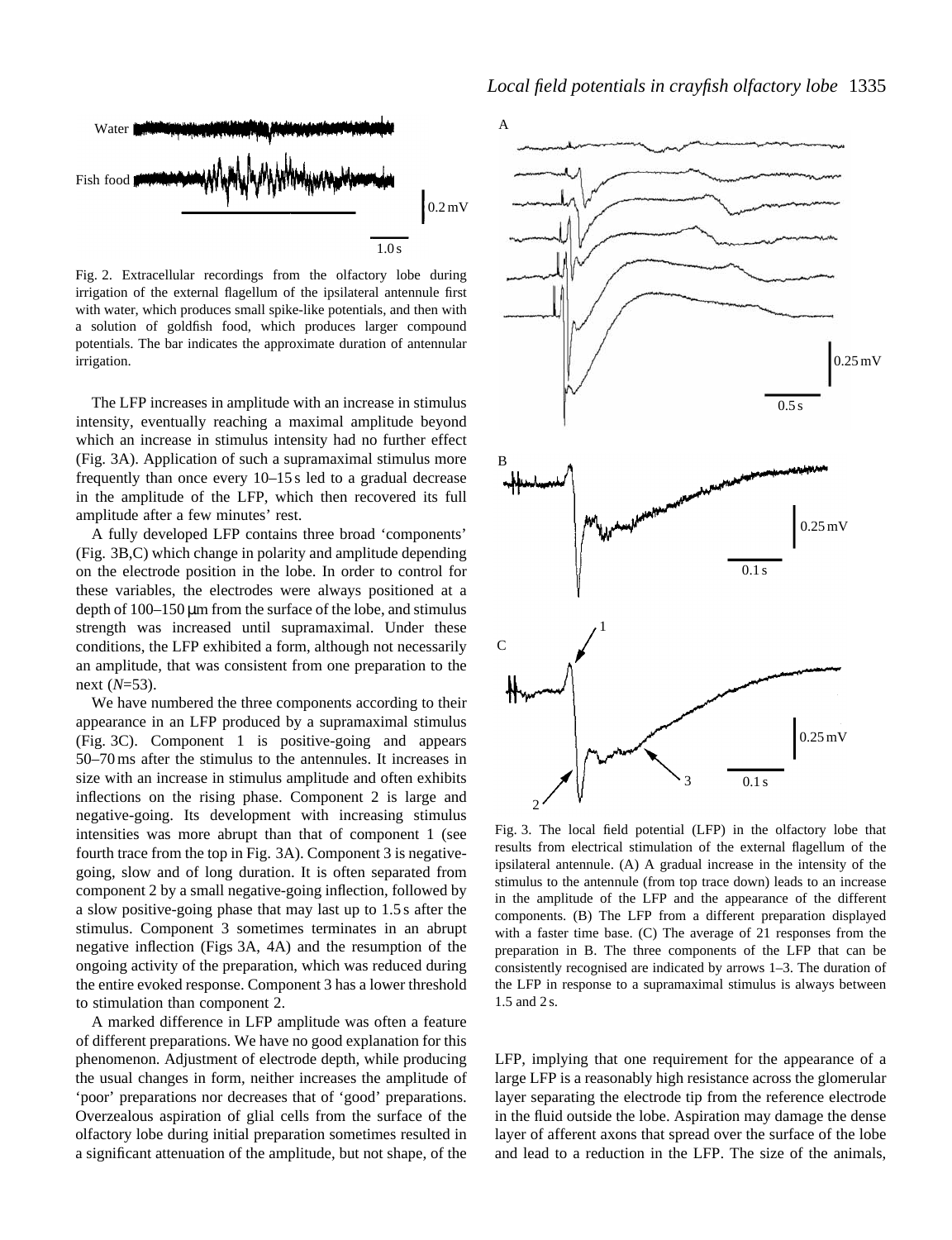Fig. 2. Extracellular recordings from the olfactory lobe during irrigation of the external flagellum of the ipsilateral antennule first with water, which produces small spike-like potentials, and then with a solution of goldfish food, which produces larger compound potentials. The bar indicates the approximate duration of antennular irrigation.

The LFP increases in amplitude with an increase in stimulus intensity, eventually reaching a maximal amplitude beyond which an increase in stimulus intensity had no further effect (Fig. 3A). Application of such a supramaximal stimulus more frequently than once every 10–15 s led to a gradual decrease in the amplitude of the LFP, which then recovered its full amplitude after a few minutes' rest.

A fully developed LFP contains three broad 'components' (Fig. 3B,C) which change in polarity and amplitude depending on the electrode position in the lobe. In order to control for these variables, the electrodes were always positioned at a depth of 100–150 μm from the surface of the lobe, and stimulus strength was increased until supramaximal. Under these conditions, the LFP exhibited a form, although not necessarily an amplitude, that was consistent from one preparation to the next (*N*=53).

We have numbered the three components according to their appearance in an LFP produced by a supramaximal stimulus (Fig. 3C). Component 1 is positive-going and appears 50–70 ms after the stimulus to the antennules. It increases in size with an increase in stimulus amplitude and often exhibits inflections on the rising phase. Component 2 is large and negative-going. Its development with increasing stimulus intensities was more abrupt than that of component 1 (see fourth trace from the top in Fig. 3A). Component 3 is negative-going, slow and of long duration. It is often separated from component 2 by a small negative-going inflection, followed by a slow positive-going phase that may last up to 1.5 s after the stimulus. Component 3 sometimes terminates in an abrupt negative inflection (Figs 3A, 4A) and the resumption of the ongoing activity of the preparation, which was reduced during the entire evoked response. Component 3 has a lower threshold to stimulation than component 2.

A marked difference in LFP amplitude was often a feature of different preparations. We have no good explanation for this phenomenon. Adjustment of electrode depth, while producing the usual changes in form, neither increases the amplitude of 'poor' preparations nor decreases that of 'good' preparations. Overzealous aspiration of glial cells from the surface of the olfactory lobe during initial preparation sometimes resulted in a significant attenuation of the amplitude, but not shape, of the LFP, implying that one requirement for the appearance of a large LFP is a reasonably high resistance across the glomerular layer separating the electrode tip from the reference electrode in the fluid outside the lobe. Aspiration may damage the dense layer of afferent axons that spread over the surface of the lobe and lead to a reduction in the LFP. The size of the animals,

Fig. 3. The local field potential (LFP) in the olfactory lobe that results from electrical stimulation of the external flagellum of the ipsilateral antennule. (A) A gradual increase in the intensity of the stimulus to the antennule (from top trace down) leads to an increase in the amplitude of the LFP and the appearance of the different components. (B) The LFP from a different preparation displayed with a faster time base. (C) The average of 21 responses from the preparation in B. The three components of the LFP that can be consistently recognised are indicated by arrows 1–3. The duration of the LFP in response to a supramaximal stimulus is always between 1.5 and 2 s.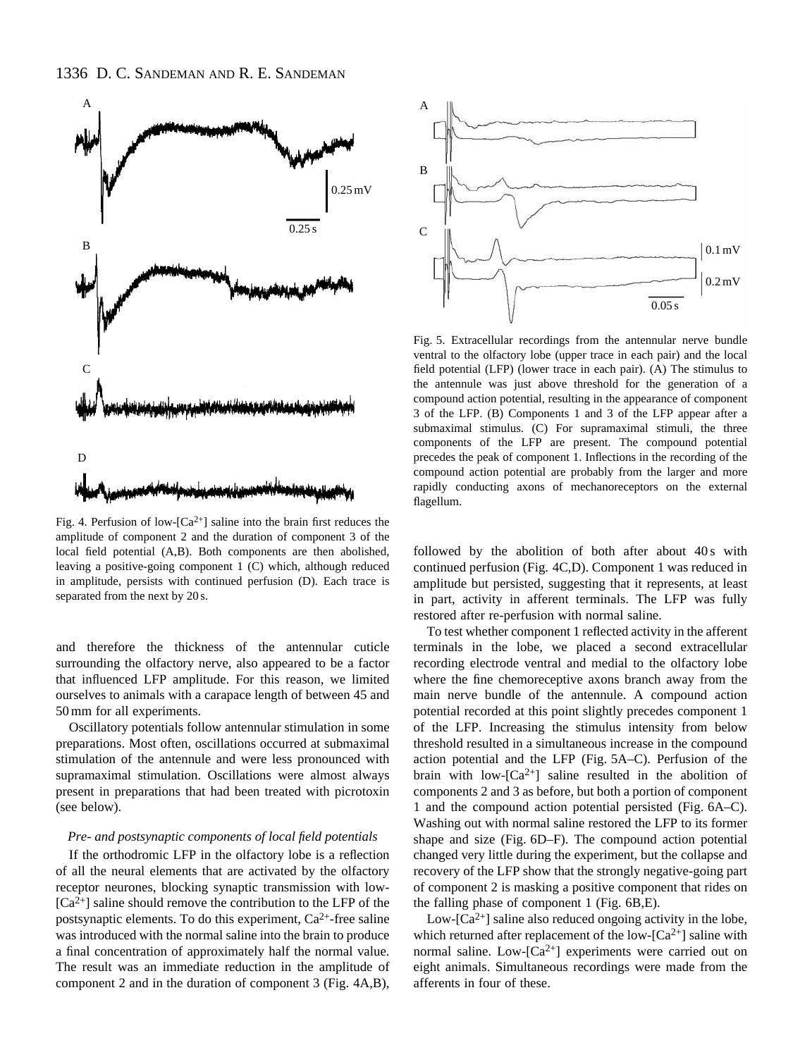Fig. 4. Perfusion of low-[$Ca^{2+}$] saline into the brain first reduces the amplitude of component 2 and the duration of component 3 of the local field potential (A,B). Both components are then abolished, leaving a positive-going component 1 (C) which, although reduced in amplitude, persists with continued perfusion (D). Each trace is separated from the next by 20 s.

Fig. 5. Extracellular recordings from the antennular nerve bundle ventral to the olfactory lobe (upper trace in each pair) and the local field potential (LFP) (lower trace in each pair). (A) The stimulus to the antennule was just above threshold for the generation of a compound action potential, resulting in the appearance of component 3 of the LFP. (B) Components 1 and 3 of the LFP appear after a submaximal stimulus. (C) For supramaximal stimuli, the three components of the LFP are present. The compound potential precedes the peak of component 1. Inflections in the recording of the compound action potential are probably from the larger and more rapidly conducting axons of mechanoreceptors on the external flagellum.

and therefore the thickness of the antennular cuticle surrounding the olfactory nerve, also appeared to be a factor that influenced LFP amplitude. For this reason, we limited ourselves to animals with a carapace length of between 45 and 50 mm for all experiments.

Oscillatory potentials follow antennular stimulation in some preparations. Most often, oscillations occurred at submaximal stimulation of the antennule and were less pronounced with supramaximal stimulation. Oscillations were almost always present in preparations that had been treated with picrotoxin (see below).

### *Pre- and postsynaptic components of local field potentials*

If the orthodromic LFP in the olfactory lobe is a reflection of all the neural elements that are activated by the olfactory receptor neurones, blocking synaptic transmission with low-[$Ca^{2+}$] saline should remove the contribution to the LFP of the postsynaptic elements. To do this experiment, $Ca^{2+}$-free saline was introduced with the normal saline into the brain to produce a final concentration of approximately half the normal value. The result was an immediate reduction in the amplitude of component 2 and in the duration of component 3 (Fig. 4A,B), followed by the abolition of both after about 40 s with continued perfusion (Fig. 4C,D). Component 1 was reduced in amplitude but persisted, suggesting that it represents, at least in part, activity in afferent terminals. The LFP was fully restored after re-perfusion with normal saline.

To test whether component 1 reflected activity in the afferent terminals in the lobe, we placed a second extracellular recording electrode ventral and medial to the olfactory lobe where the fine chemoreceptive axons branch away from the main nerve bundle of the antennule. A compound action potential recorded at this point slightly precedes component 1 of the LFP. Increasing the stimulus intensity from below threshold resulted in a simultaneous increase in the compound action potential and the LFP (Fig. 5A–C). Perfusion of the brain with low-[$Ca^{2+}$] saline resulted in the abolition of components 2 and 3 as before, but both a portion of component 1 and the compound action potential persisted (Fig. 6A–C). Washing out with normal saline restored the LFP to its former shape and size (Fig. 6D–F). The compound action potential changed very little during the experiment, but the collapse and recovery of the LFP show that the strongly negative-going part of component 2 is masking a positive component that rides on the falling phase of component 1 (Fig. 6B,E).

Low-[$Ca^{2+}$] saline also reduced ongoing activity in the lobe, which returned after replacement of the low-[$Ca^{2+}$] saline with normal saline. Low-[$Ca^{2+}$] experiments were carried out on eight animals. Simultaneous recordings were made from the afferents in four of these.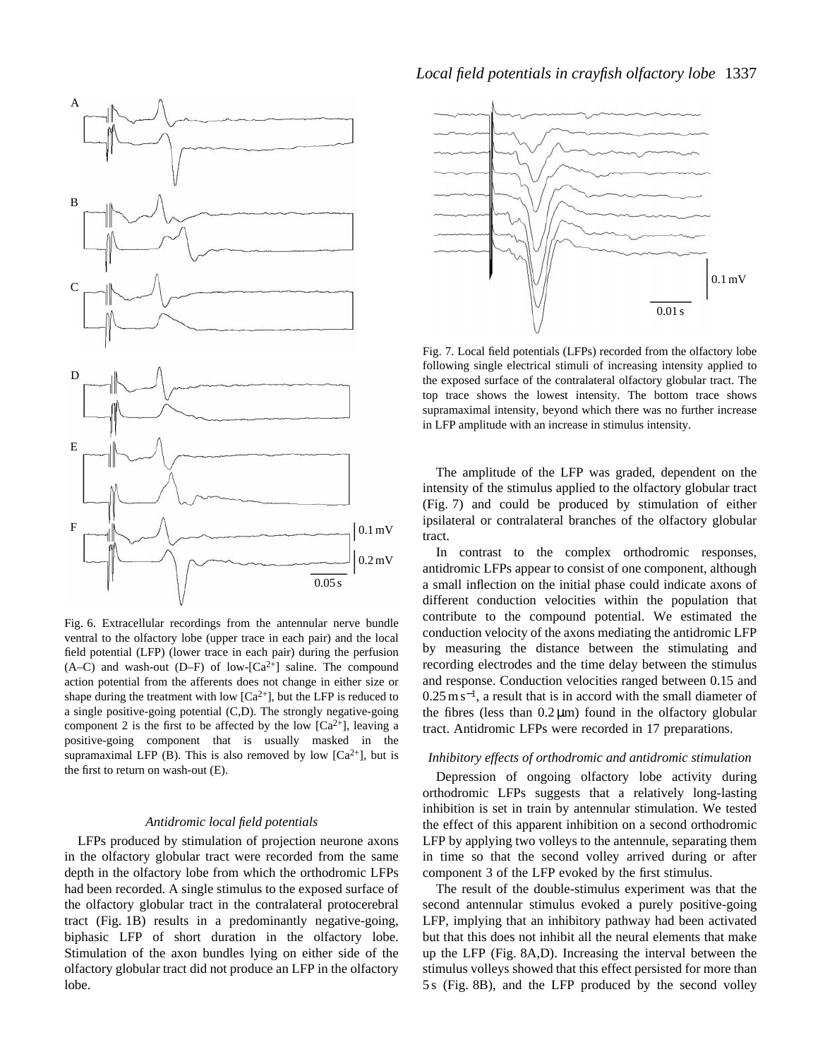Fig. 6. Extracellular recordings from the antennular nerve bundle ventral to the olfactory lobe (upper trace in each pair) and the local field potential (LFP) (lower trace in each pair) during the perfusion (A–C) and wash-out (D–F) of low-[$Ca^{2+}$] saline. The compound action potential from the afferents does not change in either size or shape during the treatment with low [$Ca^{2+}$], but the LFP is reduced to a single positive-going potential (C,D). The strongly negative-going component 2 is the first to be affected by the low [$Ca^{2+}$], leaving a positive-going component that is usually masked in the supramaximal LFP (B). This is also removed by low [$Ca^{2+}$], but is the first to return on wash-out (E).

### *Antidromic local field potentials*

LFPs produced by stimulation of projection neurone axons in the olfactory globular tract were recorded from the same depth in the olfactory lobe from which the orthodromic LFPs had been recorded. A single stimulus to the exposed surface of the olfactory globular tract in the contralateral protocerebral tract (Fig. 1B) results in a predominantly negative-going, biphasic LFP of short duration in the olfactory lobe. Stimulation of the axon bundles lying on either side of the olfactory globular tract did not produce an LFP in the olfactory lobe.

Fig. 7. Local field potentials (LFPs) recorded from the olfactory lobe following single electrical stimuli of increasing intensity applied to the exposed surface of the contralateral olfactory globular tract. The top trace shows the lowest intensity. The bottom trace shows supramaximal intensity, beyond which there was no further increase in LFP amplitude with an increase in stimulus intensity.

The amplitude of the LFP was graded, dependent on the intensity of the stimulus applied to the olfactory globular tract (Fig. 7) and could be produced by stimulation of either ipsilateral or contralateral branches of the olfactory globular tract.

In contrast to the complex orthodromic responses, antidromic LFPs appear to consist of one component, although a small inflection on the initial phase could indicate axons of different conduction velocities within the population that contribute to the compound potential. We estimated the conduction velocity of the axons mediating the antidromic LFP by measuring the distance between the stimulating and recording electrodes and the time delay between the stimulus and response. Conduction velocities ranged between 0.15 and $0.25\,\mathrm{m\,s^{-1}}$, a result that is in accord with the small diameter of the fibres (less than $0.2\,\mu\mathrm{m}$) found in the olfactory globular tract. Antidromic LFPs were recorded in 17 preparations.

### *Inhibitory effects of orthodromic and antidromic stimulation*

Depression of ongoing olfactory lobe activity during orthodromic LFPs suggests that a relatively long-lasting inhibition is set in train by antennular stimulation. We tested the effect of this apparent inhibition on a second orthodromic LFP by applying two volleys to the antennule, separating them in time so that the second volley arrived during or after component 3 of the LFP evoked by the first stimulus.

The result of the double-stimulus experiment was that the second antennular stimulus evoked a purely positive-going LFP, implying that an inhibitory pathway had been activated but that this does not inhibit all the neural elements that make up the LFP (Fig. 8A,D). Increasing the interval between the stimulus volleys showed that this effect persisted for more than 5 s (Fig. 8B), and the LFP produced by the second volley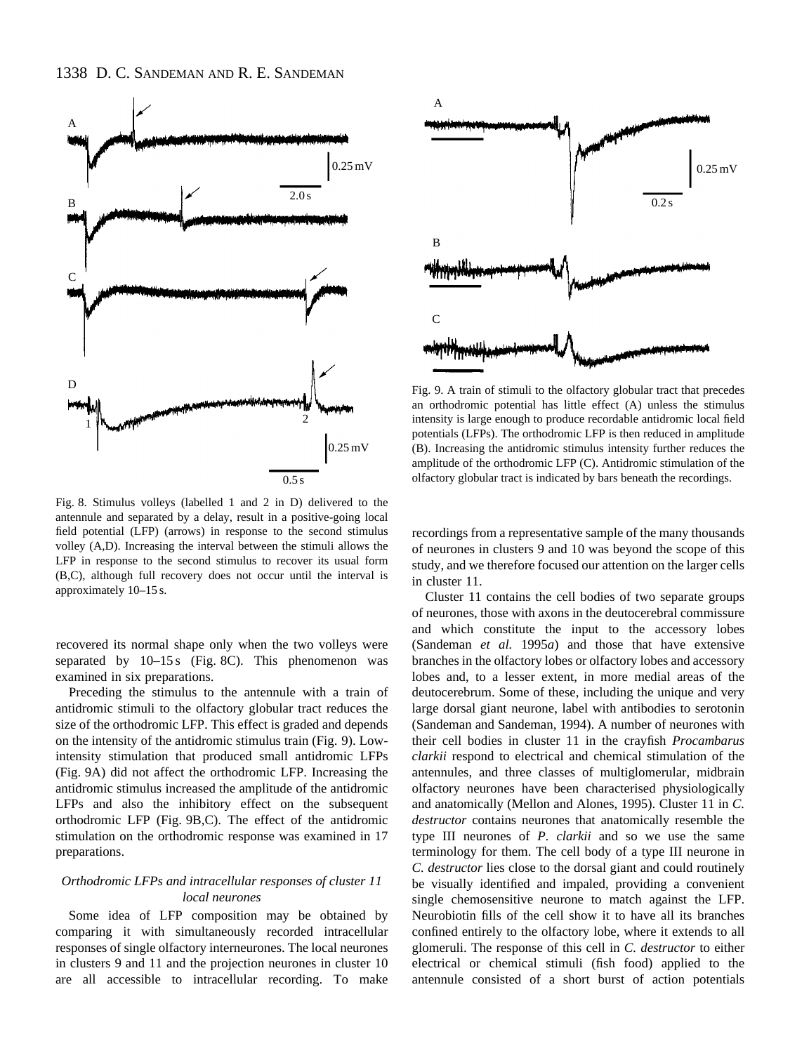Fig. 8. Stimulus volleys (labelled 1 and 2 in D) delivered to the antennule and separated by a delay, result in a positive-going local field potential (LFP) (arrows) in response to the second stimulus volley (A,D). Increasing the interval between the stimuli allows the LFP in response to the second stimulus to recover its usual form (B,C), although full recovery does not occur until the interval is approximately 10–15 s.

Fig. 9. A train of stimuli to the olfactory globular tract that precedes an orthodromic potential has little effect (A) unless the stimulus intensity is large enough to produce recordable antidromic local field potentials (LFPs). The orthodromic LFP is then reduced in amplitude (B). Increasing the antidromic stimulus intensity further reduces the amplitude of the orthodromic LFP (C). Antidromic stimulation of the olfactory globular tract is indicated by bars beneath the recordings.

recovered its normal shape only when the two volleys were separated by 10–15 s (Fig. 8C). This phenomenon was examined in six preparations.

Preceding the stimulus to the antennule with a train of antidromic stimuli to the olfactory globular tract reduces the size of the orthodromic LFP. This effect is graded and depends on the intensity of the antidromic stimulus train (Fig. 9). Low-intensity stimulation that produced small antidromic LFPs (Fig. 9A) did not affect the orthodromic LFP. Increasing the antidromic stimulus increased the amplitude of the antidromic LFPs and also the inhibitory effect on the subsequent orthodromic LFP (Fig. 9B,C). The effect of the antidromic stimulation on the orthodromic response was examined in 17 preparations.

### *Orthodromic LFPs and intracellular responses of cluster 11 local neurones*

Some idea of LFP composition may be obtained by comparing it with simultaneously recorded intracellular responses of single olfactory interneurones. The local neurones in clusters 9 and 11 and the projection neurones in cluster 10 are all accessible to intracellular recording. To make recordings from a representative sample of the many thousands of neurones in clusters 9 and 10 was beyond the scope of this study, and we therefore focused our attention on the larger cells in cluster 11.

Cluster 11 contains the cell bodies of two separate groups of neurones, those with axons in the deutocerebral commissure and which constitute the input to the accessory lobes (Sandeman *et al.* 1995*a*) and those that have extensive branches in the olfactory lobes or olfactory lobes and accessory lobes and, to a lesser extent, in more medial areas of the deutocerebrum. Some of these, including the unique and very large dorsal giant neurone, label with antibodies to serotonin (Sandeman and Sandeman, 1994). A number of neurones with their cell bodies in cluster 11 in the crayfish *Procambarus clarkii* respond to electrical and chemical stimulation of the antennules, and three classes of multiglomerular, midbrain olfactory neurones have been characterised physiologically and anatomically (Mellon and Alones, 1995). Cluster 11 in *C. destructor* contains neurones that anatomically resemble the type III neurones of *P. clarkii* and so we use the same terminology for them. The cell body of a type III neurone in *C. destructor* lies close to the dorsal giant and could routinely be visually identified and impaled, providing a convenient single chemosensitive neurone to match against the LFP. Neurobiotin fills of the cell show it to have all its branches confined entirely to the olfactory lobe, where it extends to all glomeruli. The response of this cell in *C. destructor* to either electrical or chemical stimuli (fish food) applied to the antennule consisted of a short burst of action potentials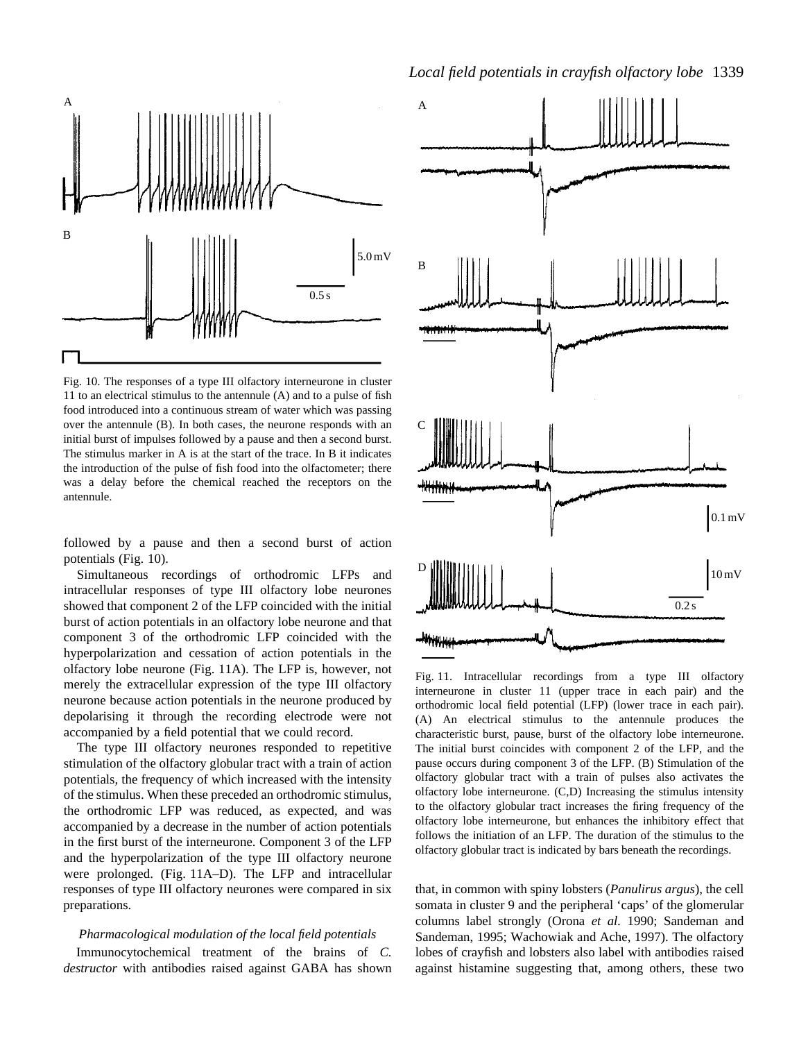Fig. 10. The responses of a type III olfactory interneurone in cluster 11 to an electrical stimulus to the antennule (A) and to a pulse of fish food introduced into a continuous stream of water which was passing over the antennule (B). In both cases, the neurone responds with an initial burst of impulses followed by a pause and then a second burst. The stimulus marker in A is at the start of the trace. In B it indicates the introduction of the pulse of fish food into the olfactometer; there was a delay before the chemical reached the receptors on the antennule.

followed by a pause and then a second burst of action potentials (Fig. 10).

Simultaneous recordings of orthodromic LFPs and intracellular responses of type III olfactory lobe neurones showed that component 2 of the LFP coincided with the initial burst of action potentials in an olfactory lobe neurone and that component 3 of the orthodromic LFP coincided with the hyperpolarization and cessation of action potentials in the olfactory lobe neurone (Fig. 11A). The LFP is, however, not merely the extracellular expression of the type III olfactory neurone because action potentials in the neurone produced by depolarising it through the recording electrode were not accompanied by a field potential that we could record.

The type III olfactory neurones responded to repetitive stimulation of the olfactory globular tract with a train of action potentials, the frequency of which increased with the intensity of the stimulus. When these preceded an orthodromic stimulus, the orthodromic LFP was reduced, as expected, and was accompanied by a decrease in the number of action potentials in the first burst of the interneurone. Component 3 of the LFP and the hyperpolarization of the type III olfactory neurone were prolonged. (Fig. 11A–D). The LFP and intracellular responses of type III olfactory neurones were compared in six preparations.

Fig. 11. Intracellular recordings from a type III olfactory interneurone in cluster 11 (upper trace in each pair) and the orthodromic local field potential (LFP) (lower trace in each pair). (A) An electrical stimulus to the antennule produces the characteristic burst, pause, burst of the olfactory lobe interneurone. The initial burst coincides with component 2 of the LFP, and the pause occurs during component 3 of the LFP. (B) Stimulation of the olfactory globular tract with a train of pulses also activates the olfactory lobe interneurone. (C,D) Increasing the stimulus intensity to the olfactory globular tract increases the firing frequency of the olfactory lobe interneurone, but enhances the inhibitory effect that follows the initiation of an LFP. The duration of the stimulus to the olfactory globular tract is indicated by bars beneath the recordings.

### *Pharmacological modulation of the local field potentials*

Immunocytochemical treatment of the brains of *C. destructor* with antibodies raised against GABA has shown that, in common with spiny lobsters (*Panulirus argus*), the cell somata in cluster 9 and the peripheral 'caps' of the glomerular columns label strongly (Orona *et al.* 1990; Sandeman and Sandeman, 1995; Wachowiak and Ache, 1997). The olfactory lobes of crayfish and lobsters also label with antibodies raised against histamine suggesting that, among others, these two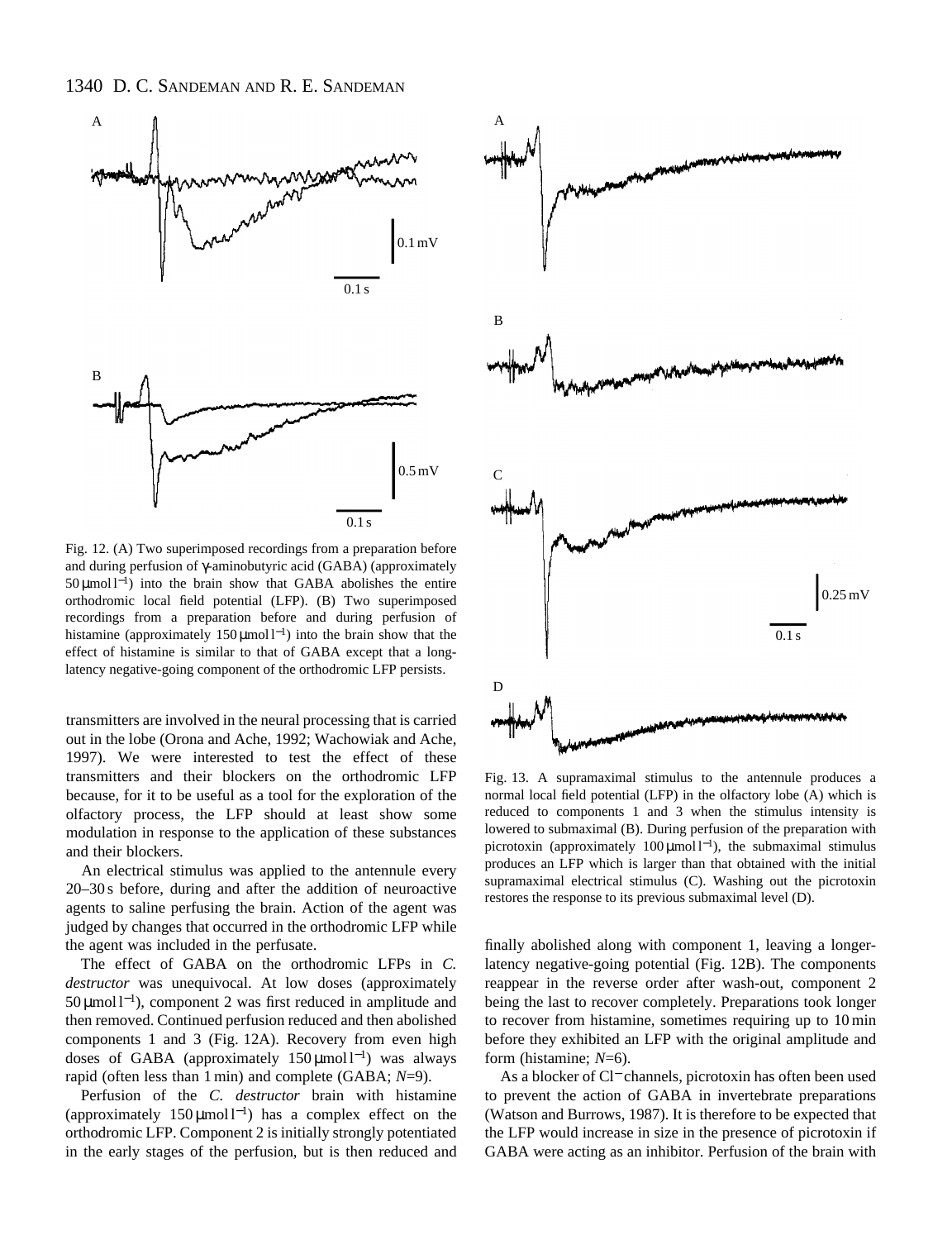Fig. 12. (A) Two superimposed recordings from a preparation before and during perfusion of γ-aminobutyric acid (GABA) (approximately 50 μmol l$^{-1}$) into the brain show that GABA abolishes the entire orthodromic local field potential (LFP). (B) Two superimposed recordings from a preparation before and during perfusion of histamine (approximately 150 μmol l$^{-1}$) into the brain show that the effect of histamine is similar to that of GABA except that a long-latency negative-going component of the orthodromic LFP persists.

Fig. 13. A supramaximal stimulus to the antennule produces a normal local field potential (LFP) in the olfactory lobe (A) which is reduced to components 1 and 3 when the stimulus intensity is lowered to submaximal (B). During perfusion of the preparation with picrotoxin (approximately 100 μmol l$^{-1}$), the submaximal stimulus produces an LFP which is larger than that obtained with the initial supramaximal electrical stimulus (C). Washing out the picrotoxin restores the response to its previous submaximal level (D).

transmitters are involved in the neural processing that is carried out in the lobe (Orona and Ache, 1992; Wachowiak and Ache, 1997). We were interested to test the effect of these transmitters and their blockers on the orthodromic LFP because, for it to be useful as a tool for the exploration of the olfactory process, the LFP should at least show some modulation in response to the application of these substances and their blockers.

An electrical stimulus was applied to the antennule every 20–30 s before, during and after the addition of neuroactive agents to saline perfusing the brain. Action of the agent was judged by changes that occurred in the orthodromic LFP while the agent was included in the perfusate.

The effect of GABA on the orthodromic LFPs in *C. destructor* was unequivocal. At low doses (approximately 50 μmol l$^{-1}$), component 2 was first reduced in amplitude and then removed. Continued perfusion reduced and then abolished components 1 and 3 (Fig. 12A). Recovery from even high doses of GABA (approximately 150 μmol l$^{-1}$) was always rapid (often less than 1 min) and complete (GABA; *N*=9).

Perfusion of the *C. destructor* brain with histamine (approximately 150 μmol l$^{-1}$) has a complex effect on the orthodromic LFP. Component 2 is initially strongly potentiated in the early stages of the perfusion, but is then reduced and finally abolished along with component 1, leaving a longer-latency negative-going potential (Fig. 12B). The components reappear in the reverse order after wash-out, component 2 being the last to recover completely. Preparations took longer to recover from histamine, sometimes requiring up to 10 min before they exhibited an LFP with the original amplitude and form (histamine; *N*=6).

As a blocker of Cl$^{-}$ channels, picrotoxin has often been used to prevent the action of GABA in invertebrate preparations (Watson and Burrows, 1987). It is therefore to be expected that the LFP would increase in size in the presence of picrotoxin if GABA were acting as an inhibitor. Perfusion of the brain with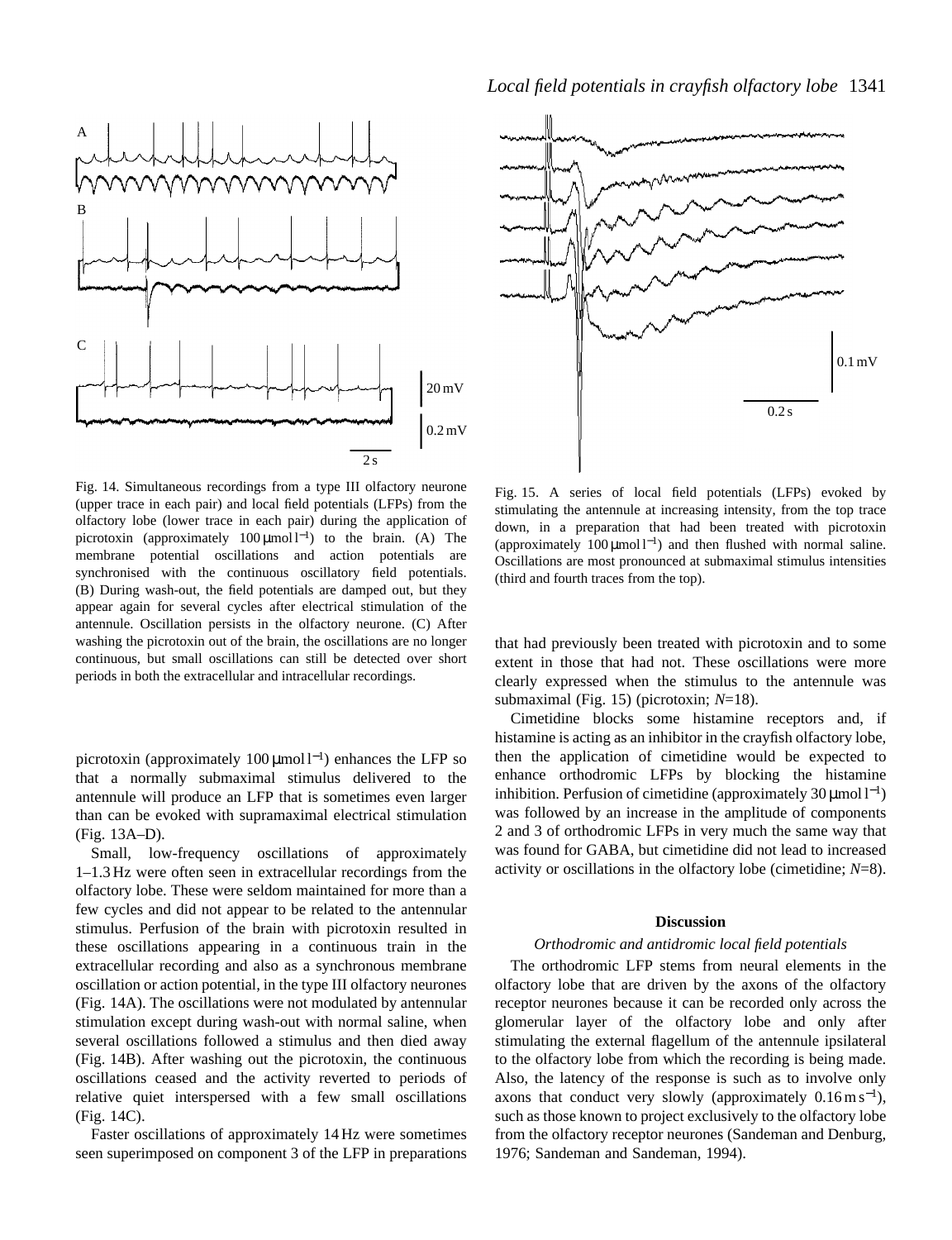Fig. 14. Simultaneous recordings from a type III olfactory neurone (upper trace in each pair) and local field potentials (LFPs) from the olfactory lobe (lower trace in each pair) during the application of picrotoxin (approximately 100 μmol l$^{-1}$) to the brain. (A) The membrane potential oscillations and action potentials are synchronised with the continuous oscillatory field potentials. (B) During wash-out, the field potentials are damped out, but they appear again for several cycles after electrical stimulation of the antennule. Oscillation persists in the olfactory neurone. (C) After washing the picrotoxin out of the brain, the oscillations are no longer continuous, but small oscillations can still be detected over short periods in both the extracellular and intracellular recordings.

Fig. 15. A series of local field potentials (LFPs) evoked by stimulating the antennule at increasing intensity, from the top trace down, in a preparation that had been treated with picrotoxin (approximately 100 μmol l$^{-1}$) and then flushed with normal saline. Oscillations are most pronounced at submaximal stimulus intensities (third and fourth traces from the top).

picrotoxin (approximately 100 μmol l$^{-1}$) enhances the LFP so that a normally submaximal stimulus delivered to the antennule will produce an LFP that is sometimes even larger than can be evoked with supramaximal electrical stimulation (Fig. 13A–D).

Small, low-frequency oscillations of approximately 1–1.3 Hz were often seen in extracellular recordings from the olfactory lobe. These were seldom maintained for more than a few cycles and did not appear to be related to the antennular stimulus. Perfusion of the brain with picrotoxin resulted in these oscillations appearing in a continuous train in the extracellular recording and also as a synchronous membrane oscillation or action potential, in the type III olfactory neurones (Fig. 14A). The oscillations were not modulated by antennular stimulation except during wash-out with normal saline, when several oscillations followed a stimulus and then died away (Fig. 14B). After washing out the picrotoxin, the continuous oscillations ceased and the activity reverted to periods of relative quiet interspersed with a few small oscillations (Fig. 14C).

Faster oscillations of approximately 14 Hz were sometimes seen superimposed on component 3 of the LFP in preparations that had previously been treated with picrotoxin and to some extent in those that had not. These oscillations were more clearly expressed when the stimulus to the antennule was submaximal (Fig. 15) (picrotoxin; *N*=18).

Cimetidine blocks some histamine receptors and, if histamine is acting as an inhibitor in the crayfish olfactory lobe, then the application of cimetidine would be expected to enhance orthodromic LFPs by blocking the histamine inhibition. Perfusion of cimetidine (approximately 30 μmol l$^{-1}$) was followed by an increase in the amplitude of components 2 and 3 of orthodromic LFPs in very much the same way that was found for GABA, but cimetidine did not lead to increased activity or oscillations in the olfactory lobe (cimetidine; *N*=8).

## Discussion

### *Orthodromic and antidromic local field potentials*

The orthodromic LFP stems from neural elements in the olfactory lobe that are driven by the axons of the olfactory receptor neurones because it can be recorded only across the glomerular layer of the olfactory lobe and only after stimulating the external flagellum of the antennule ipsilateral to the olfactory lobe from which the recording is being made. Also, the latency of the response is such as to involve only axons that conduct very slowly (approximately 0.16 m s$^{-1}$), such as those known to project exclusively to the olfactory lobe from the olfactory receptor neurones (Sandeman and Denburg, 1976; Sandeman and Sandeman, 1994).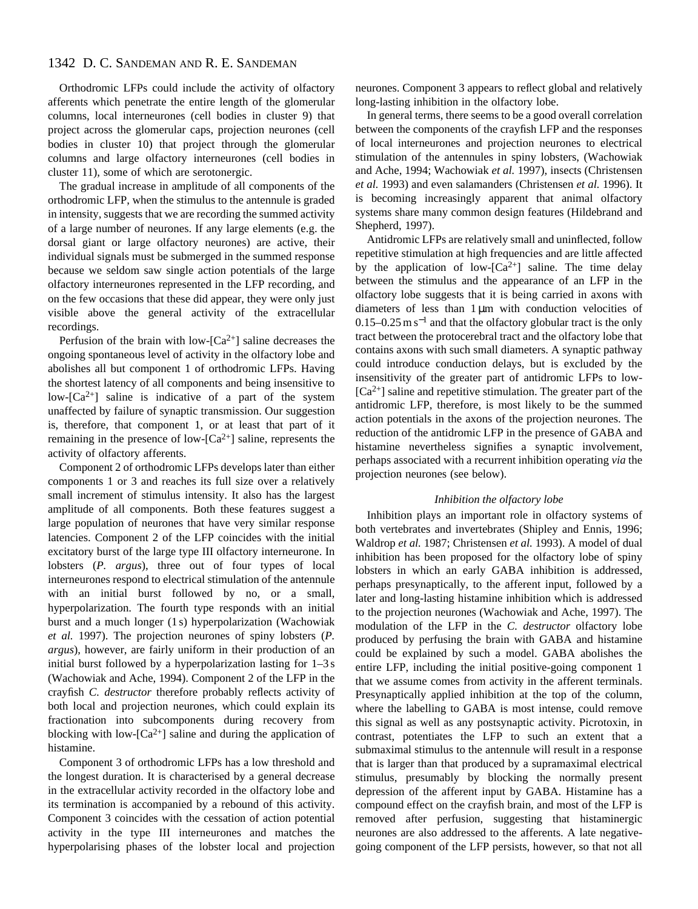Orthodromic LFPs could include the activity of olfactory afferents which penetrate the entire length of the glomerular columns, local interneurones (cell bodies in cluster 9) that project across the glomerular caps, projection neurones (cell bodies in cluster 10) that project through the glomerular columns and large olfactory interneurones (cell bodies in cluster 11), some of which are serotonergic.

The gradual increase in amplitude of all components of the orthodromic LFP, when the stimulus to the antennule is graded in intensity, suggests that we are recording the summed activity of a large number of neurones. If any large elements (e.g. the dorsal giant or large olfactory neurones) are active, their individual signals must be submerged in the summed response because we seldom saw single action potentials of the large olfactory interneurones represented in the LFP recording, and on the few occasions that these did appear, they were only just visible above the general activity of the extracellular recordings.

Perfusion of the brain with low-[$Ca^{2+}$] saline decreases the ongoing spontaneous level of activity in the olfactory lobe and abolishes all but component 1 of orthodromic LFPs. Having the shortest latency of all components and being insensitive to low-[$Ca^{2+}$] saline is indicative of a part of the system unaffected by failure of synaptic transmission. Our suggestion is, therefore, that component 1, or at least that part of it remaining in the presence of low-[$Ca^{2+}$] saline, represents the activity of olfactory afferents.

Component 2 of orthodromic LFPs develops later than either components 1 or 3 and reaches its full size over a relatively small increment of stimulus intensity. It also has the largest amplitude of all components. Both these features suggest a large population of neurones that have very similar response latencies. Component 2 of the LFP coincides with the initial excitatory burst of the large type III olfactory interneurone. In lobsters (*P. argus*), three out of four types of local interneurones respond to electrical stimulation of the antennule with an initial burst followed by no, or a small, hyperpolarization. The fourth type responds with an initial burst and a much longer (1 s) hyperpolarization (Wachowiak *et al.* 1997). The projection neurones of spiny lobsters (*P. argus*), however, are fairly uniform in their production of an initial burst followed by a hyperpolarization lasting for 1–3 s (Wachowiak and Ache, 1994). Component 2 of the LFP in the crayfish *C. destructor* therefore probably reflects activity of both local and projection neurones, which could explain its fractionation into subcomponents during recovery from blocking with low-[$Ca^{2+}$] saline and during the application of histamine.

Component 3 of orthodromic LFPs has a low threshold and the longest duration. It is characterised by a general decrease in the extracellular activity recorded in the olfactory lobe and its termination is accompanied by a rebound of this activity. Component 3 coincides with the cessation of action potential activity in the type III interneurones and matches the hyperpolarising phases of the lobster local and projection neurones. Component 3 appears to reflect global and relatively long-lasting inhibition in the olfactory lobe.

In general terms, there seems to be a good overall correlation between the components of the crayfish LFP and the responses of local interneurones and projection neurones to electrical stimulation of the antennules in spiny lobsters, (Wachowiak and Ache, 1994; Wachowiak *et al.* 1997), insects (Christensen *et al.* 1993) and even salamanders (Christensen *et al.* 1996). It is becoming increasingly apparent that animal olfactory systems share many common design features (Hildebrand and Shepherd, 1997).

Antidromic LFPs are relatively small and uninflected, follow repetitive stimulation at high frequencies and are little affected by the application of low-[$Ca^{2+}$] saline. The time delay between the stimulus and the appearance of an LFP in the olfactory lobe suggests that it is being carried in axons with diameters of less than 1 μm with conduction velocities of 0.15–0.25 m $s^{-1}$ and that the olfactory globular tract is the only tract between the protocerebral tract and the olfactory lobe that contains axons with such small diameters. A synaptic pathway could introduce conduction delays, but is excluded by the insensitivity of the greater part of antidromic LFPs to low-[$Ca^{2+}$] saline and repetitive stimulation. The greater part of the antidromic LFP, therefore, is most likely to be the summed action potentials in the axons of the projection neurones. The reduction of the antidromic LFP in the presence of GABA and histamine nevertheless signifies a synaptic involvement, perhaps associated with a recurrent inhibition operating *via* the projection neurones (see below).

### *Inhibition the olfactory lobe*

Inhibition plays an important role in olfactory systems of both vertebrates and invertebrates (Shipley and Ennis, 1996; Waldrop *et al.* 1987; Christensen *et al.* 1993). A model of dual inhibition has been proposed for the olfactory lobe of spiny lobsters in which an early GABA inhibition is addressed, perhaps presynaptically, to the afferent input, followed by a later and long-lasting histamine inhibition which is addressed to the projection neurones (Wachowiak and Ache, 1997). The modulation of the LFP in the *C. destructor* olfactory lobe produced by perfusing the brain with GABA and histamine could be explained by such a model. GABA abolishes the entire LFP, including the initial positive-going component 1 that we assume comes from activity in the afferent terminals. Presynaptically applied inhibition at the top of the column, where the labelling to GABA is most intense, could remove this signal as well as any postsynaptic activity. Picrotoxin, in contrast, potentiates the LFP to such an extent that a submaximal stimulus to the antennule will result in a response that is larger than that produced by a supramaximal electrical stimulus, presumably by blocking the normally present depression of the afferent input by GABA. Histamine has a compound effect on the crayfish brain, and most of the LFP is removed after perfusion, suggesting that histaminergic neurones are also addressed to the afferents. A late negative-going component of the LFP persists, however, so that not all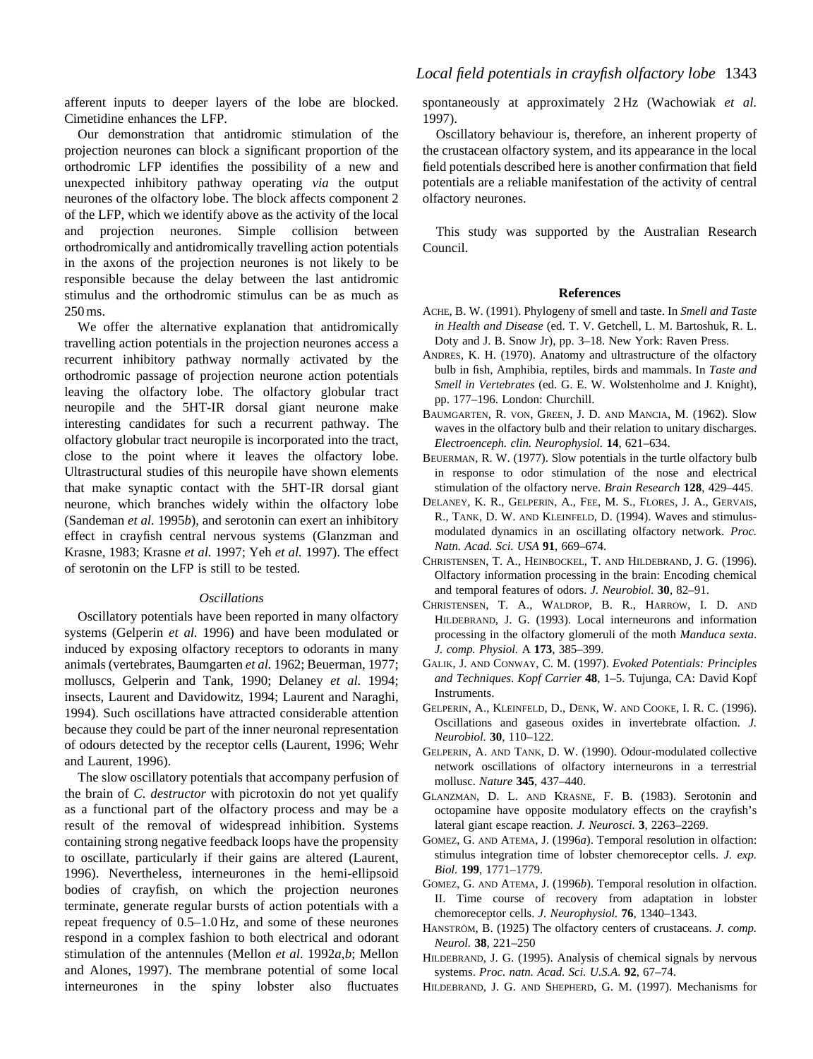afferent inputs to deeper layers of the lobe are blocked. Cimetidine enhances the LFP.

Our demonstration that antidromic stimulation of the projection neurones can block a significant proportion of the orthodromic LFP identifies the possibility of a new and unexpected inhibitory pathway operating *via* the output neurones of the olfactory lobe. The block affects component 2 of the LFP, which we identify above as the activity of the local and projection neurones. Simple collision between orthodromically and antidromically travelling action potentials in the axons of the projection neurones is not likely to be responsible because the delay between the last antidromic stimulus and the orthodromic stimulus can be as much as 250 ms.

We offer the alternative explanation that antidromically travelling action potentials in the projection neurones access a recurrent inhibitory pathway normally activated by the orthodromic passage of projection neurone action potentials leaving the olfactory lobe. The olfactory globular tract neuropile and the 5HT-IR dorsal giant neurone make interesting candidates for such a recurrent pathway. The olfactory globular tract neuropile is incorporated into the tract, close to the point where it leaves the olfactory lobe. Ultrastructural studies of this neuropile have shown elements that make synaptic contact with the 5HT-IR dorsal giant neurone, which branches widely within the olfactory lobe (Sandeman *et al.* 1995*b*), and serotonin can exert an inhibitory effect in crayfish central nervous systems (Glanzman and Krasne, 1983; Krasne *et al.* 1997; Yeh *et al.* 1997). The effect of serotonin on the LFP is still to be tested.

### *Oscillations*

Oscillatory potentials have been reported in many olfactory systems (Gelperin *et al.* 1996) and have been modulated or induced by exposing olfactory receptors to odorants in many animals (vertebrates, Baumgarten *et al.* 1962; Beuerman, 1977; molluscs, Gelperin and Tank, 1990; Delaney *et al.* 1994; insects, Laurent and Davidowitz, 1994; Laurent and Naraghi, 1994). Such oscillations have attracted considerable attention because they could be part of the inner neuronal representation of odours detected by the receptor cells (Laurent, 1996; Wehr and Laurent, 1996).

The slow oscillatory potentials that accompany perfusion of the brain of *C. destructor* with picrotoxin do not yet qualify as a functional part of the olfactory process and may be a result of the removal of widespread inhibition. Systems containing strong negative feedback loops have the propensity to oscillate, particularly if their gains are altered (Laurent, 1996). Nevertheless, interneurones in the hemi-ellipsoid bodies of crayfish, on which the projection neurones terminate, generate regular bursts of action potentials with a repeat frequency of 0.5–1.0 Hz, and some of these neurones respond in a complex fashion to both electrical and odorant stimulation of the antennules (Mellon *et al.* 1992*a*,*b*; Mellon and Alones, 1997). The membrane potential of some local interneurones in the spiny lobster also fluctuates spontaneously at approximately 2 Hz (Wachowiak *et al.* 1997).

Oscillatory behaviour is, therefore, an inherent property of the crustacean olfactory system, and its appearance in the local field potentials described here is another confirmation that field potentials are a reliable manifestation of the activity of central olfactory neurones.

This study was supported by the Australian Research Council.

## References

ACHE, B. W. (1991). Phylogeny of smell and taste. In *Smell and Taste in Health and Disease* (ed. T. V. Getchell, L. M. Bartoshuk, R. L. Doty and J. B. Snow Jr), pp. 3–18. New York: Raven Press.

ANDRES, K. H. (1970). Anatomy and ultrastructure of the olfactory bulb in fish, Amphibia, reptiles, birds and mammals. In *Taste and Smell in Vertebrates* (ed. G. E. W. Wolstenholme and J. Knight), pp. 177–196. London: Churchill.

BAUMGARTEN, R. VON, GREEN, J. D. AND MANCIA, M. (1962). Slow waves in the olfactory bulb and their relation to unitary discharges. *Electroenceph. clin. Neurophysiol.* **14**, 621–634.

BEUERMAN, R. W. (1977). Slow potentials in the turtle olfactory bulb in response to odor stimulation of the nose and electrical stimulation of the olfactory nerve. *Brain Research* **128**, 429–445.

DELANEY, K. R., GELPERIN, A., FEE, M. S., FLORES, J. A., GERVAIS, R., TANK, D. W. AND KLEINFELD, D. (1994). Waves and stimulus-modulated dynamics in an oscillating olfactory network. *Proc. Natn. Acad. Sci. USA* **91**, 669–674.

CHRISTENSEN, T. A., HEINBOCKEL, T. AND HILDEBRAND, J. G. (1996). Olfactory information processing in the brain: Encoding chemical and temporal features of odors. *J. Neurobiol.* **30**, 82–91.

CHRISTENSEN, T. A., WALDROP, B. R., HARROW, I. D. AND HILDEBRAND, J. G. (1993). Local interneurons and information processing in the olfactory glomeruli of the moth *Manduca sexta*. *J. comp. Physiol.* A **173**, 385–399.

GALIK, J. AND CONWAY, C. M. (1997). *Evoked Potentials: Principles and Techniques*. *Kopf Carrier* **48**, 1–5. Tujunga, CA: David Kopf Instruments.

GELPERIN, A., KLEINFELD, D., DENK, W. AND COOKE, I. R. C. (1996). Oscillations and gaseous oxides in invertebrate olfaction. *J. Neurobiol.* **30**, 110–122.

GELPERIN, A. AND TANK, D. W. (1990). Odour-modulated collective network oscillations of olfactory interneurons in a terrestrial mollusc. *Nature* **345**, 437–440.

GLANZMAN, D. L. AND KRASNE, F. B. (1983). Serotonin and octopamine have opposite modulatory effects on the crayfish's lateral giant escape reaction. *J. Neurosci.* **3**, 2263–2269.

GOMEZ, G. AND ATEMA, J. (1996*a*). Temporal resolution in olfaction: stimulus integration time of lobster chemoreceptor cells. *J. exp. Biol.* **199**, 1771–1779.

GOMEZ, G. AND ATEMA, J. (1996*b*). Temporal resolution in olfaction. II. Time course of recovery from adaptation in lobster chemoreceptor cells. *J. Neurophysiol.* **76**, 1340–1343.

HANSTRÖM, B. (1925) The olfactory centers of crustaceans. *J. comp. Neurol.* **38**, 221–250

HILDEBRAND, J. G. (1995). Analysis of chemical signals by nervous systems. *Proc. natn. Acad. Sci. U.S.A.* **92**, 67–74.

HILDEBRAND, J. G. AND SHEPHERD, G. M. (1997). Mechanisms for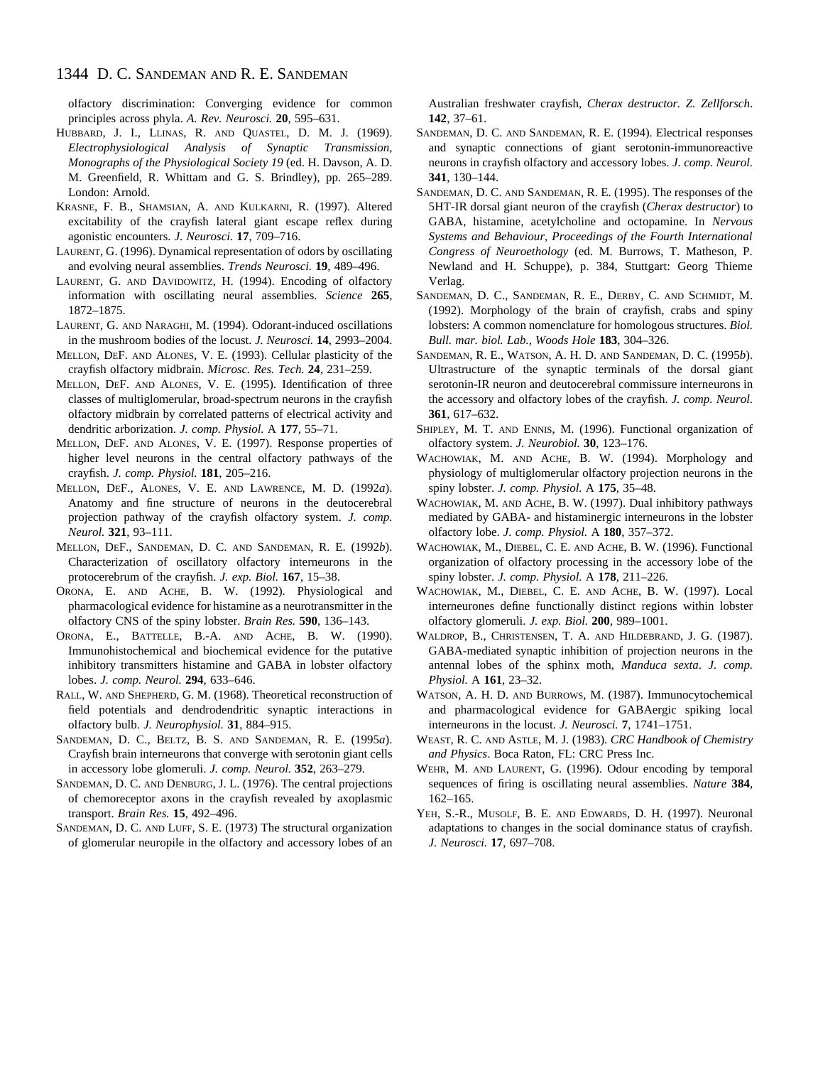olfactory discrimination: Converging evidence for common principles across phyla. *A. Rev. Neurosci.* **20**, 595–631.

HUBBARD, J. I., LLINAS, R. AND QUASTEL, D. M. J. (1969). *Electrophysiological Analysis of Synaptic Transmission, Monographs of the Physiological Society 19* (ed. H. Davson, A. D. M. Greenfield, R. Whittam and G. S. Brindley), pp. 265–289. London: Arnold.

KRASNE, F. B., SHAMSIAN, A. AND KULKARNI, R. (1997). Altered excitability of the crayfish lateral giant escape reflex during agonistic encounters. *J. Neurosci.* **17**, 709–716.

LAURENT, G. (1996). Dynamical representation of odors by oscillating and evolving neural assemblies. *Trends Neurosci.* **19**, 489–496.

LAURENT, G. AND DAVIDOWITZ, H. (1994). Encoding of olfactory information with oscillating neural assemblies. *Science* **265**, 1872–1875.

LAURENT, G. AND NARAGHI, M. (1994). Odorant-induced oscillations in the mushroom bodies of the locust. *J. Neurosci.* **14**, 2993–2004.

MELLON, DEF. AND ALONES, V. E. (1993). Cellular plasticity of the crayfish olfactory midbrain. *Microsc. Res. Tech.* **24**, 231–259.

MELLON, DEF. AND ALONES, V. E. (1995). Identification of three classes of multiglomerular, broad-spectrum neurons in the crayfish olfactory midbrain by correlated patterns of electrical activity and dendritic arborization. *J. comp. Physiol.* A **177**, 55–71.

MELLON, DEF. AND ALONES, V. E. (1997). Response properties of higher level neurons in the central olfactory pathways of the crayfish. *J. comp. Physiol.* **181**, 205–216.

MELLON, DEF., ALONES, V. E. AND LAWRENCE, M. D. (1992*a*). Anatomy and fine structure of neurons in the deutocerebral projection pathway of the crayfish olfactory system. *J. comp. Neurol.* **321**, 93–111.

MELLON, DEF., SANDEMAN, D. C. AND SANDEMAN, R. E. (1992*b*). Characterization of oscillatory olfactory interneurons in the protocerebrum of the crayfish. *J. exp. Biol.* **167**, 15–38.

ORONA, E. AND ACHE, B. W. (1992). Physiological and pharmacological evidence for histamine as a neurotransmitter in the olfactory CNS of the spiny lobster. *Brain Res.* **590**, 136–143.

ORONA, E., BATTELLE, B.-A. AND ACHE, B. W. (1990). Immunohistochemical and biochemical evidence for the putative inhibitory transmitters histamine and GABA in lobster olfactory lobes. *J. comp. Neurol.* **294**, 633–646.

RALL, W. AND SHEPHERD, G. M. (1968). Theoretical reconstruction of field potentials and dendrodendritic synaptic interactions in olfactory bulb. *J. Neurophysiol.* **31**, 884–915.

SANDEMAN, D. C., BELTZ, B. S. AND SANDEMAN, R. E. (1995*a*). Crayfish brain interneurons that converge with serotonin giant cells in accessory lobe glomeruli. *J. comp. Neurol.* **352**, 263–279.

SANDEMAN, D. C. AND DENBURG, J. L. (1976). The central projections of chemoreceptor axons in the crayfish revealed by axoplasmic transport. *Brain Res.* **15**, 492–496.

SANDEMAN, D. C. AND LUFF, S. E. (1973) The structural organization of glomerular neuropile in the olfactory and accessory lobes of an Australian freshwater crayfish, *Cherax destructor. Z. Zellforsch*. **142**, 37–61.

SANDEMAN, D. C. AND SANDEMAN, R. E. (1994). Electrical responses and synaptic connections of giant serotonin-immunoreactive neurons in crayfish olfactory and accessory lobes. *J. comp. Neurol.* **341**, 130–144.

SANDEMAN, D. C. AND SANDEMAN, R. E. (1995). The responses of the 5HT-IR dorsal giant neuron of the crayfish (*Cherax destructor*) to GABA, histamine, acetylcholine and octopamine. In *Nervous Systems and Behaviour, Proceedings of the Fourth International Congress of Neuroethology* (ed. M. Burrows, T. Matheson, P. Newland and H. Schuppe), p. 384, Stuttgart: Georg Thieme Verlag.

SANDEMAN, D. C., SANDEMAN, R. E., DERBY, C. AND SCHMIDT, M. (1992). Morphology of the brain of crayfish, crabs and spiny lobsters: A common nomenclature for homologous structures. *Biol. Bull. mar. biol. Lab., Woods Hole* **183**, 304–326.

SANDEMAN, R. E., WATSON, A. H. D. AND SANDEMAN, D. C. (1995*b*). Ultrastructure of the synaptic terminals of the dorsal giant serotonin-IR neuron and deutocerebral commissure interneurons in the accessory and olfactory lobes of the crayfish. *J. comp. Neurol.* **361**, 617–632.

SHIPLEY, M. T. AND ENNIS, M. (1996). Functional organization of olfactory system. *J. Neurobiol.* **30**, 123–176.

WACHOWIAK, M. AND ACHE, B. W. (1994). Morphology and physiology of multiglomerular olfactory projection neurons in the spiny lobster. *J. comp. Physiol.* A **175**, 35–48.

WACHOWIAK, M. AND ACHE, B. W. (1997). Dual inhibitory pathways mediated by GABA- and histaminergic interneurons in the lobster olfactory lobe. *J. comp. Physiol.* A **180**, 357–372.

WACHOWIAK, M., DIEBEL, C. E. AND ACHE, B. W. (1996). Functional organization of olfactory processing in the accessory lobe of the spiny lobster. *J. comp. Physiol.* A **178**, 211–226.

WACHOWIAK, M., DIEBEL, C. E. AND ACHE, B. W. (1997). Local interneurones define functionally distinct regions within lobster olfactory glomeruli. *J. exp. Biol.* **200**, 989–1001.

WALDROP, B., CHRISTENSEN, T. A. AND HILDEBRAND, J. G. (1987). GABA-mediated synaptic inhibition of projection neurons in the antennal lobes of the sphinx moth, *Manduca sexta*. *J. comp. Physiol.* A **161**, 23–32.

WATSON, A. H. D. AND BURROWS, M. (1987). Immunocytochemical and pharmacological evidence for GABAergic spiking local interneurons in the locust. *J. Neurosci.* **7**, 1741–1751.

WEAST, R. C. AND ASTLE, M. J. (1983). *CRC Handbook of Chemistry and Physics*. Boca Raton, FL: CRC Press Inc.

WEHR, M. AND LAURENT, G. (1996). Odour encoding by temporal sequences of firing is oscillating neural assemblies. *Nature* **384**, 162–165.

YEH, S.-R., MUSOLF, B. E. AND EDWARDS, D. H. (1997). Neuronal adaptations to changes in the social dominance status of crayfish. *J. Neurosci.* **17**, 697–708.